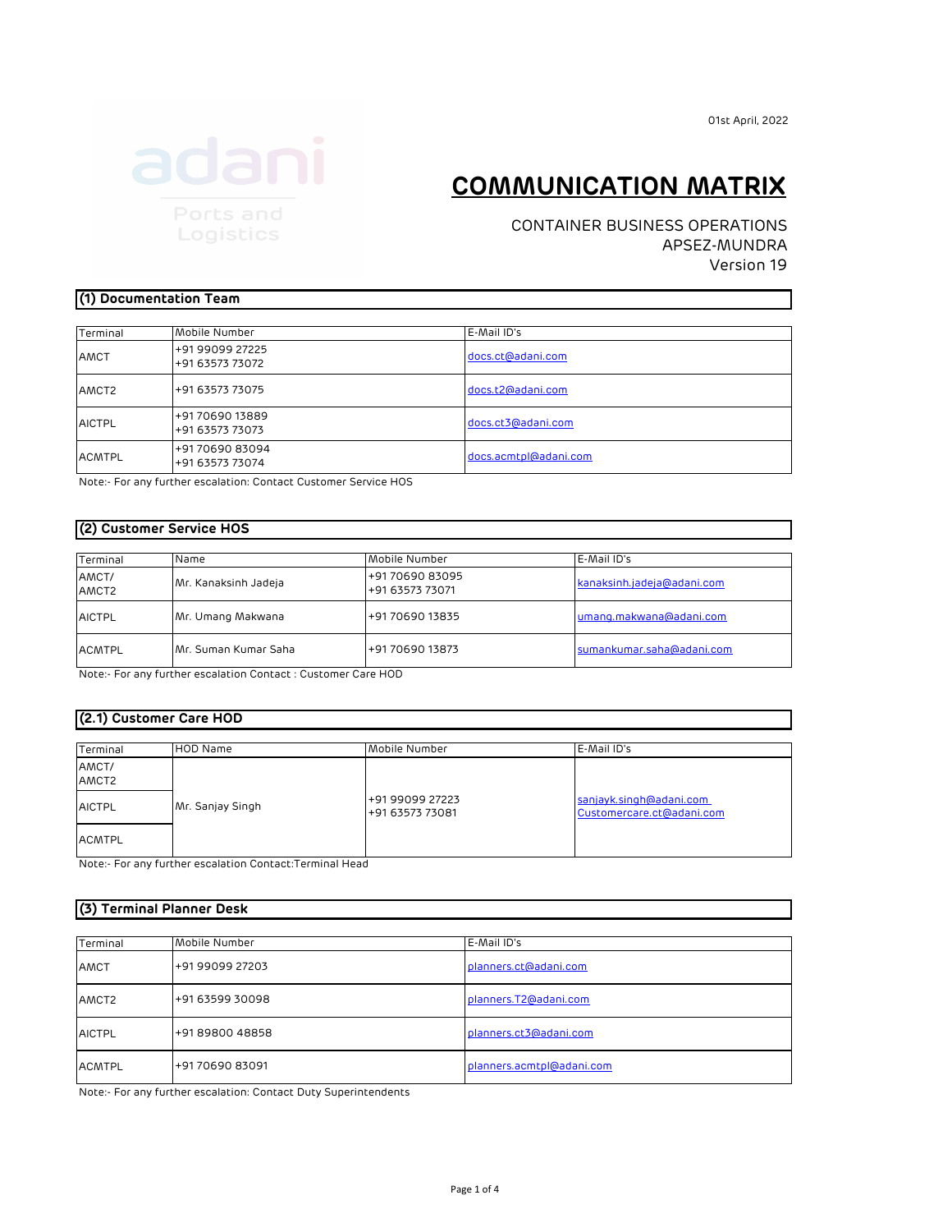01st April, 2022

# COMMUNICATION MATRIX

CONTAINER BUSINESS OPERATIONS
APSEZ-MUNDRA
Version 19

## (1) Documentation Team

| Terminal | Mobile Number | E-Mail ID's |
|---|---|---|
| AMCT | +91 99099 27225<br>+91 63573 73072 | docs.ct@adani.com |
| AMCT2 | +91 63573 73075 | docs.t2@adani.com |
| AICTPL | +91 70690 13889<br>+91 63573 73073 | docs.ct3@adani.com |
| ACMTPL | +91 70690 83094<br>+91 63573 73074 | docs.acmtpl@adani.com |

Note:- For any further escalation: Contact Customer Service HOS

## (2) Customer Service HOS

| Terminal | Name | Mobile Number | E-Mail ID's |
|---|---|---|---|
| AMCT/ AMCT2 | Mr. Kanaksinh Jadeja | +91 70690 83095<br>+91 63573 73071 | kanaksinh.jadeja@adani.com |
| AICTPL | Mr. Umang Makwana | +91 70690 13835 | umang.makwana@adani.com |
| ACMTPL | Mr. Suman Kumar Saha | +91 70690 13873 | sumankumar.saha@adani.com |

Note:- For any further escalation Contact : Customer Care HOD

## (2.1) Customer Care HOD

| Terminal | HOD Name | Mobile Number | E-Mail ID's |
|---|---|---|---|
| AMCT/ AMCT2 | Mr. Sanjay Singh | +91 99099 27223<br>+91 63573 73081 | sanjayk.singh@adani.com<br>Customercare.ct@adani.com |
| AICTPL | | | |
| ACMTPL | | | |

Note:- For any further escalation Contact:Terminal Head

## (3) Terminal Planner Desk

| Terminal | Mobile Number | E-Mail ID's |
|---|---|---|
| AMCT | +91 99099 27203 | planners.ct@adani.com |
| AMCT2 | +91 63599 30098 | planners.T2@adani.com |
| AICTPL | +91 89800 48858 | planners.ct3@adani.com |
| ACMTPL | +91 70690 83091 | planners.acmtpl@adani.com |

Note:- For any further escalation: Contact Duty Superintendents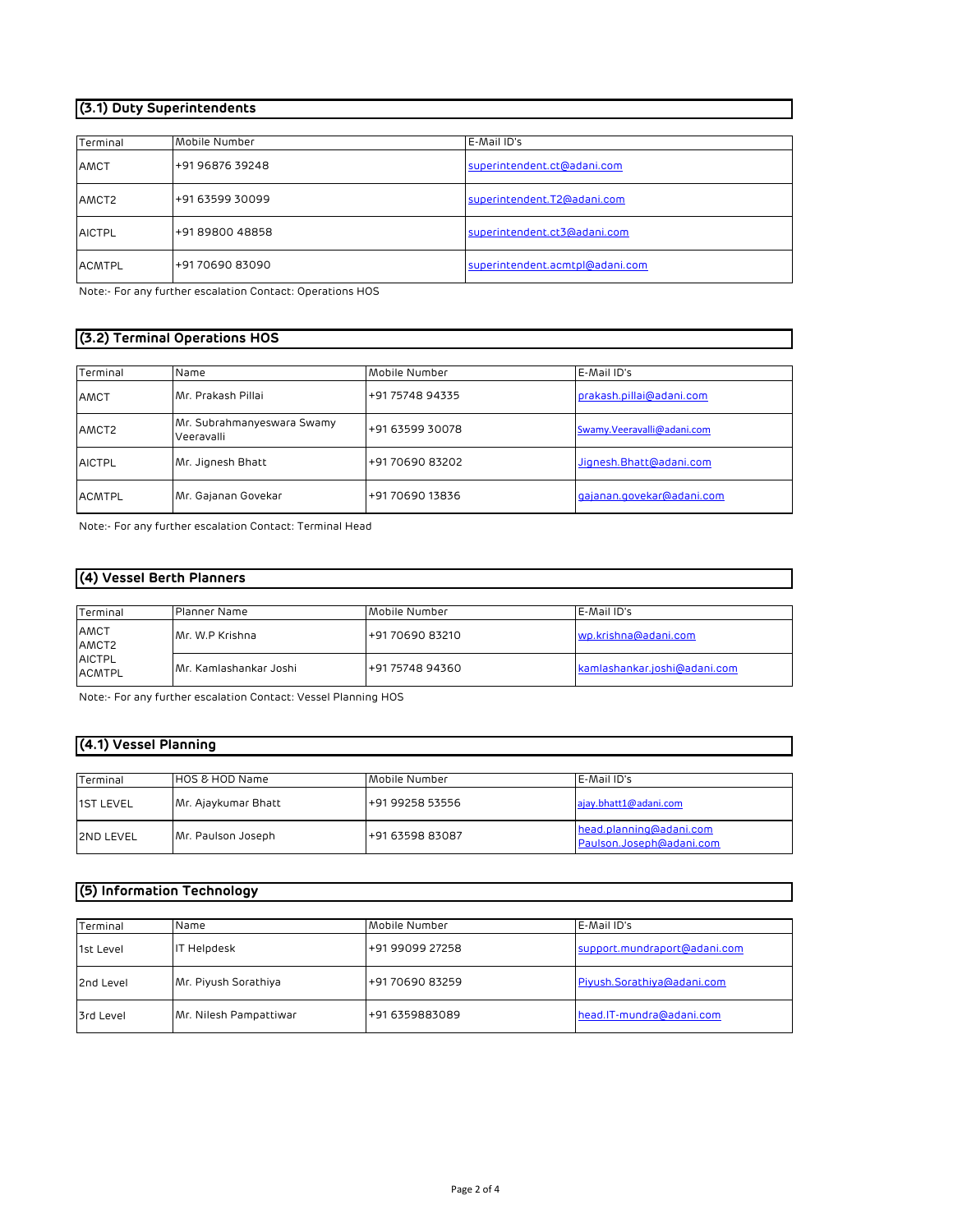## (3.1) Duty Superintendents

| Terminal | Mobile Number | E-Mail ID's |
|---|---|---|
| AMCT | +91 96876 39248 | superintendent.ct@adani.com |
| AMCT2 | +91 63599 30099 | superintendent.T2@adani.com |
| AICTPL | +91 89800 48858 | superintendent.ct3@adani.com |
| ACMTPL | +91 70690 83090 | superintendent.acmtpl@adani.com |

Note:- For any further escalation Contact: Operations HOS

## (3.2) Terminal Operations HOS

| Terminal | Name | Mobile Number | E-Mail ID's |
|---|---|---|---|
| AMCT | Mr. Prakash Pillai | +91 75748 94335 | prakash.pillai@adani.com |
| AMCT2 | Mr. Subrahmanyeswara Swamy Veeravalli | +91 63599 30078 | Swamy.Veeravalli@adani.com |
| AICTPL | Mr. Jignesh Bhatt | +91 70690 83202 | Jignesh.Bhatt@adani.com |
| ACMTPL | Mr. Gajanan Govekar | +91 70690 13836 | gajanan.govekar@adani.com |

Note:- For any further escalation Contact: Terminal Head

## (4) Vessel Berth Planners

| Terminal | Planner Name | Mobile Number | E-Mail ID's |
|---|---|---|---|
| AMCT AMCT2 AICTPL ACMTPL | Mr. W.P Krishna | +91 70690 83210 | wp.krishna@adani.com |
| | Mr. Kamlashankar Joshi | +91 75748 94360 | kamlashankar.joshi@adani.com |

Note:- For any further escalation Contact: Vessel Planning HOS

## (4.1) Vessel Planning

| Terminal | HOS & HOD Name | Mobile Number | E-Mail ID's |
|---|---|---|---|
| 1ST LEVEL | Mr. Ajaykumar Bhatt | +91 99258 53556 | ajay.bhatt1@adani.com |
| 2ND LEVEL | Mr. Paulson Joseph | +91 63598 83087 | head.planning@adani.com Paulson.Joseph@adani.com |

## (5) Information Technology

| Terminal | Name | Mobile Number | E-Mail ID's |
|---|---|---|---|
| 1st Level | IT Helpdesk | +91 99099 27258 | support.mundraport@adani.com |
| 2nd Level | Mr. Piyush Sorathiya | +91 70690 83259 | Piyush.Sorathiya@adani.com |
| 3rd Level | Mr. Nilesh Pampattiwar | +91 6359883089 | head.IT-mundra@adani.com |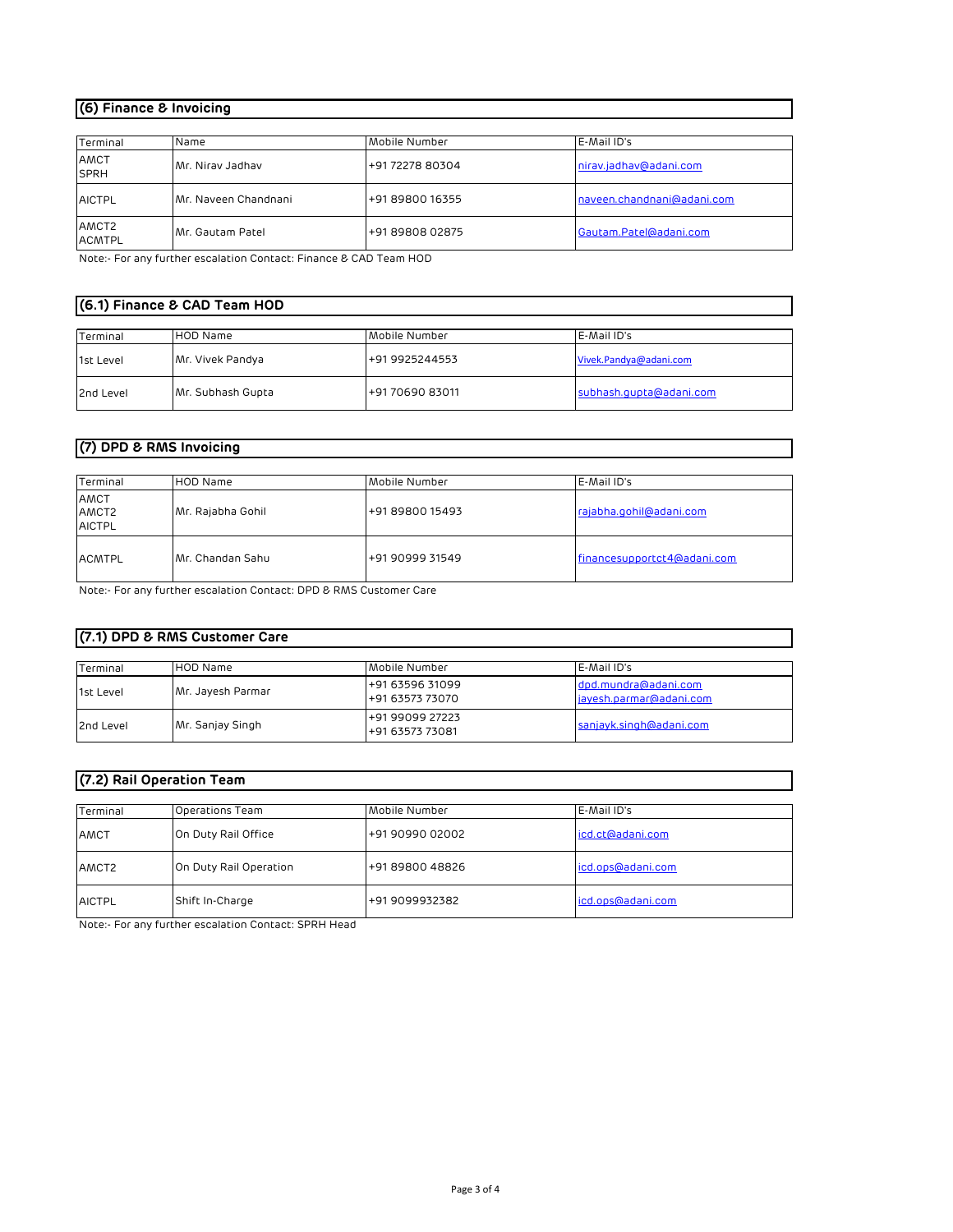## (6) Finance & Invoicing

| Terminal | Name | Mobile Number | E-Mail ID's |
|---|---|---|---|
| AMCT SPRH | Mr. Nirav Jadhav | +91 72278 80304 | nirav.jadhav@adani.com |
| AICTPL | Mr. Naveen Chandnani | +91 89800 16355 | naveen.chandnani@adani.com |
| AMCT2 ACMTPL | Mr. Gautam Patel | +91 89808 02875 | Gautam.Patel@adani.com |

Note:- For any further escalation Contact: Finance & CAD Team HOD

## (6.1) Finance & CAD Team HOD

| Terminal | HOD Name | Mobile Number | E-Mail ID's |
|---|---|---|---|
| 1st Level | Mr. Vivek Pandya | +91 9925244553 | Vivek.Pandya@adani.com |
| 2nd Level | Mr. Subhash Gupta | +91 70690 83011 | subhash.gupta@adani.com |

## (7) DPD & RMS Invoicing

| Terminal | HOD Name | Mobile Number | E-Mail ID's |
|---|---|---|---|
| AMCT AMCT2 AICTPL | Mr. Rajabha Gohil | +91 89800 15493 | rajabha.gohil@adani.com |
| ACMTPL | Mr. Chandan Sahu | +91 90999 31549 | financesupportct4@adani.com |

Note:- For any further escalation Contact: DPD & RMS Customer Care

## (7.1) DPD & RMS Customer Care

| Terminal | HOD Name | Mobile Number | E-Mail ID's |
|---|---|---|---|
| 1st Level | Mr. Jayesh Parmar | +91 63596 31099<br>+91 63573 73070 | dpd.mundra@adani.com<br>jayesh.parmar@adani.com |
| 2nd Level | Mr. Sanjay Singh | +91 99099 27223<br>+91 63573 73081 | sanjayk.singh@adani.com |

## (7.2) Rail Operation Team

| Terminal | Operations Team | Mobile Number | E-Mail ID's |
|---|---|---|---|
| AMCT | On Duty Rail Office | +91 90990 02002 | icd.ct@adani.com |
| AMCT2 | On Duty Rail Operation | +91 89800 48826 | icd.ops@adani.com |
| AICTPL | Shift In-Charge | +91 9099932382 | icd.ops@adani.com |

Note:- For any further escalation Contact: SPRH Head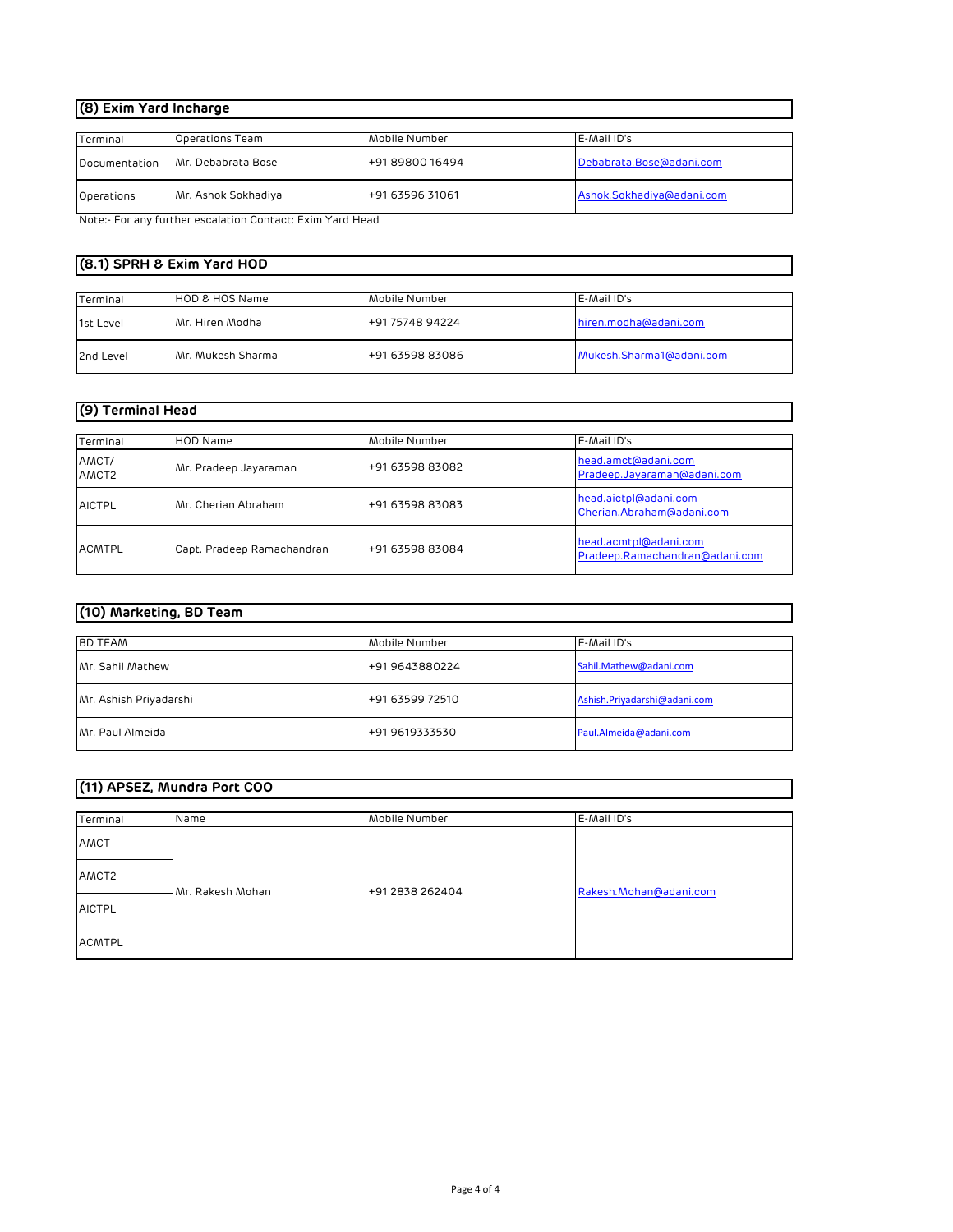## (8) Exim Yard Incharge

| Terminal | Operations Team | Mobile Number | E-Mail ID's |
|---|---|---|---|
| Documentation | Mr. Debabrata Bose | +91 89800 16494 | Debabrata.Bose@adani.com |
| Operations | Mr. Ashok Sokhadiya | +91 63596 31061 | Ashok.Sokhadiya@adani.com |

Note:- For any further escalation Contact: Exim Yard Head

## (8.1) SPRH & Exim Yard HOD

| Terminal | HOD & HOS Name | Mobile Number | E-Mail ID's |
|---|---|---|---|
| 1st Level | Mr. Hiren Modha | +91 75748 94224 | hiren.modha@adani.com |
| 2nd Level | Mr. Mukesh Sharma | +91 63598 83086 | Mukesh.Sharma1@adani.com |

## (9) Terminal Head

| Terminal | HOD Name | Mobile Number | E-Mail ID's |
|---|---|---|---|
| AMCT/ AMCT2 | Mr. Pradeep Jayaraman | +91 63598 83082 | head.amct@adani.com Pradeep.Jayaraman@adani.com |
| AICTPL | Mr. Cherian Abraham | +91 63598 83083 | head.aictpl@adani.com Cherian.Abraham@adani.com |
| ACMTPL | Capt. Pradeep Ramachandran | +91 63598 83084 | head.acmtpl@adani.com Pradeep.Ramachandran@adani.com |

## (10) Marketing, BD Team

| BD TEAM | Mobile Number | E-Mail ID's |
|---|---|---|
| Mr. Sahil Mathew | +91 9643880224 | Sahil.Mathew@adani.com |
| Mr. Ashish Priyadarshi | +91 63599 72510 | Ashish.Priyadarshi@adani.com |
| Mr. Paul Almeida | +91 9619333530 | Paul.Almeida@adani.com |

## (11) APSEZ, Mundra Port COO

| Terminal | Name | Mobile Number | E-Mail ID's |
|---|---|---|---|
| AMCT | Mr. Rakesh Mohan | +91 2838 262404 | Rakesh.Mohan@adani.com |
| AMCT2 | | | |
| AICTPL | | | |
| ACMTPL | | | |